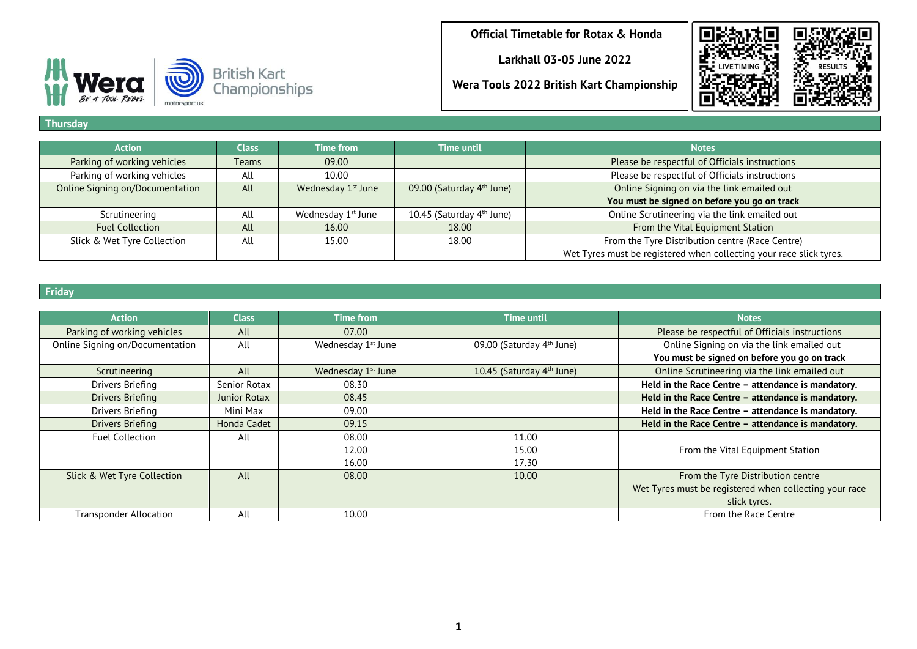**Official Timetable for Rotax & Honda**

**Larkhall 03-05 June 2022**

**Wera Tools 2022 British Kart Championship**

LIVE TIMING

RESULTS

## Thursday

| Action | Class | Time from | Time until | Notes |
|---|---|---|---|---|
| Parking of working vehicles | Teams | 09.00 | | Please be respectful of Officials instructions |
| Parking of working vehicles | All | 10.00 | | Please be respectful of Officials instructions |
| Online Signing on/Documentation | All | Wednesday 1st June | 09.00 (Saturday 4th June) | Online Signing on via the link emailed out **You must be signed on before you go on track** |
| Scrutineering | All | Wednesday 1st June | 10.45 (Saturday 4th June) | Online Scrutineering via the link emailed out |
| Fuel Collection | All | 16.00 | 18.00 | From the Vital Equipment Station |
| Slick & Wet Tyre Collection | All | 15.00 | 18.00 | From the Tyre Distribution centre (Race Centre) Wet Tyres must be registered when collecting your race slick tyres. |

## Friday

| Action | Class | Time from | Time until | Notes |
|---|---|---|---|---|
| Parking of working vehicles | All | 07.00 | | Please be respectful of Officials instructions |
| Online Signing on/Documentation | All | Wednesday 1st June | 09.00 (Saturday 4th June) | Online Signing on via the link emailed out **You must be signed on before you go on track** |
| Scrutineering | All | Wednesday 1st June | 10.45 (Saturday 4th June) | Online Scrutineering via the link emailed out |
| Drivers Briefing | Senior Rotax | 08.30 | | **Held in the Race Centre – attendance is mandatory.** |
| Drivers Briefing | Junior Rotax | 08.45 | | **Held in the Race Centre – attendance is mandatory.** |
| Drivers Briefing | Mini Max | 09.00 | | **Held in the Race Centre – attendance is mandatory.** |
| Drivers Briefing | Honda Cadet | 09.15 | | **Held in the Race Centre – attendance is mandatory.** |
| Fuel Collection | All | 08.00<br>12.00<br>16.00 | 11.00<br>15.00<br>17.30 | From the Vital Equipment Station |
| Slick & Wet Tyre Collection | All | 08.00 | 10.00 | From the Tyre Distribution centre Wet Tyres must be registered when collecting your race slick tyres. |
| Transponder Allocation | All | 10.00 | | From the Race Centre |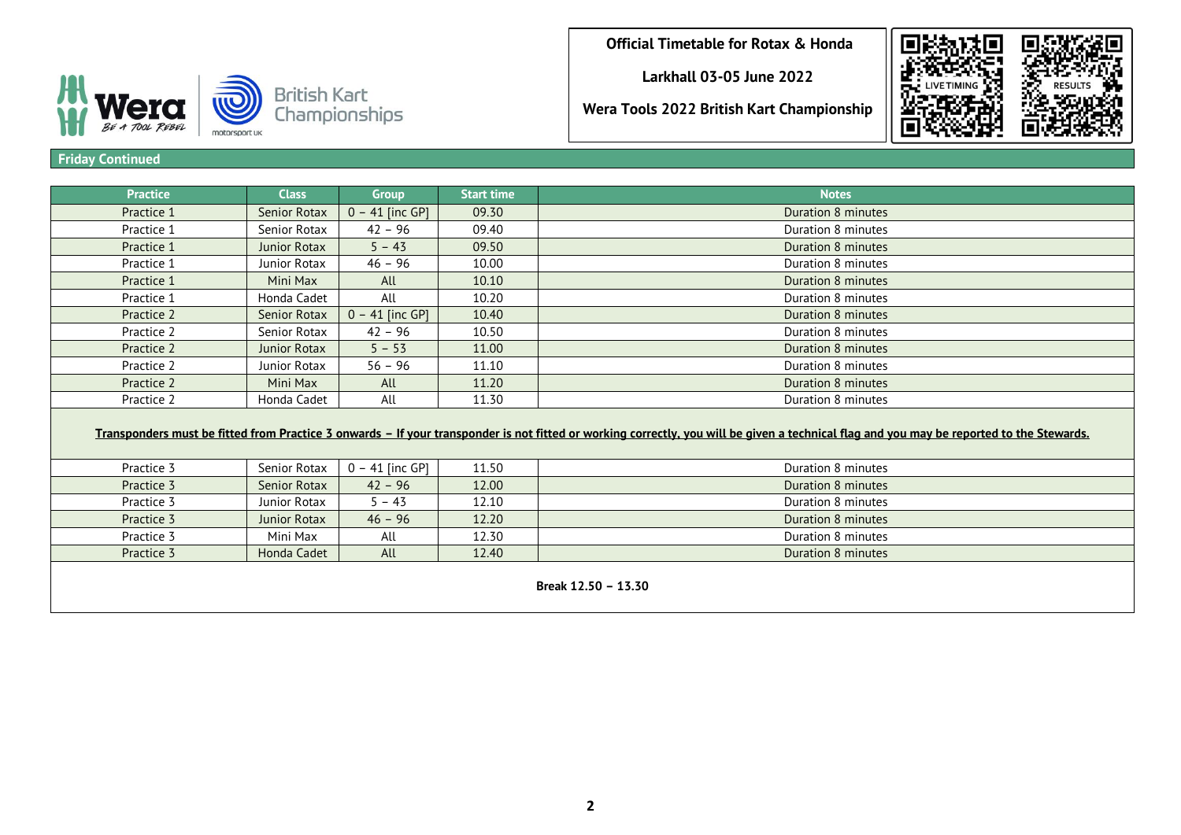**Official Timetable for Rotax & Honda**

**Larkhall 03-05 June 2022**

**Wera Tools 2022 British Kart Championship**

LIVE TIMING

RESULTS

## Friday Continued

| Practice | Class | Group | Start time | Notes |
|---|---|---|---|---|
| Practice 1 | Senior Rotax | 0 – 41 [inc GP] | 09.30 | Duration 8 minutes |
| Practice 1 | Senior Rotax | 42 – 96 | 09.40 | Duration 8 minutes |
| Practice 1 | Junior Rotax | 5 – 43 | 09.50 | Duration 8 minutes |
| Practice 1 | Junior Rotax | 46 – 96 | 10.00 | Duration 8 minutes |
| Practice 1 | Mini Max | All | 10.10 | Duration 8 minutes |
| Practice 1 | Honda Cadet | All | 10.20 | Duration 8 minutes |
| Practice 2 | Senior Rotax | 0 – 41 [inc GP] | 10.40 | Duration 8 minutes |
| Practice 2 | Senior Rotax | 42 – 96 | 10.50 | Duration 8 minutes |
| Practice 2 | Junior Rotax | 5 – 53 | 11.00 | Duration 8 minutes |
| Practice 2 | Junior Rotax | 56 – 96 | 11.10 | Duration 8 minutes |
| Practice 2 | Mini Max | All | 11.20 | Duration 8 minutes |
| Practice 2 | Honda Cadet | All | 11.30 | Duration 8 minutes |
| **Transponders must be fitted from Practice 3 onwards – If your transponder is not fitted or working correctly, you will be given a technical flag and you may be reported to the Stewards.** | | | | |
| Practice 3 | Senior Rotax | 0 – 41 [inc GP] | 11.50 | Duration 8 minutes |
| Practice 3 | Senior Rotax | 42 – 96 | 12.00 | Duration 8 minutes |
| Practice 3 | Junior Rotax | 5 – 43 | 12.10 | Duration 8 minutes |
| Practice 3 | Junior Rotax | 46 – 96 | 12.20 | Duration 8 minutes |
| Practice 3 | Mini Max | All | 12.30 | Duration 8 minutes |
| Practice 3 | Honda Cadet | All | 12.40 | Duration 8 minutes |
| **Break 12.50 – 13.30** | | | | |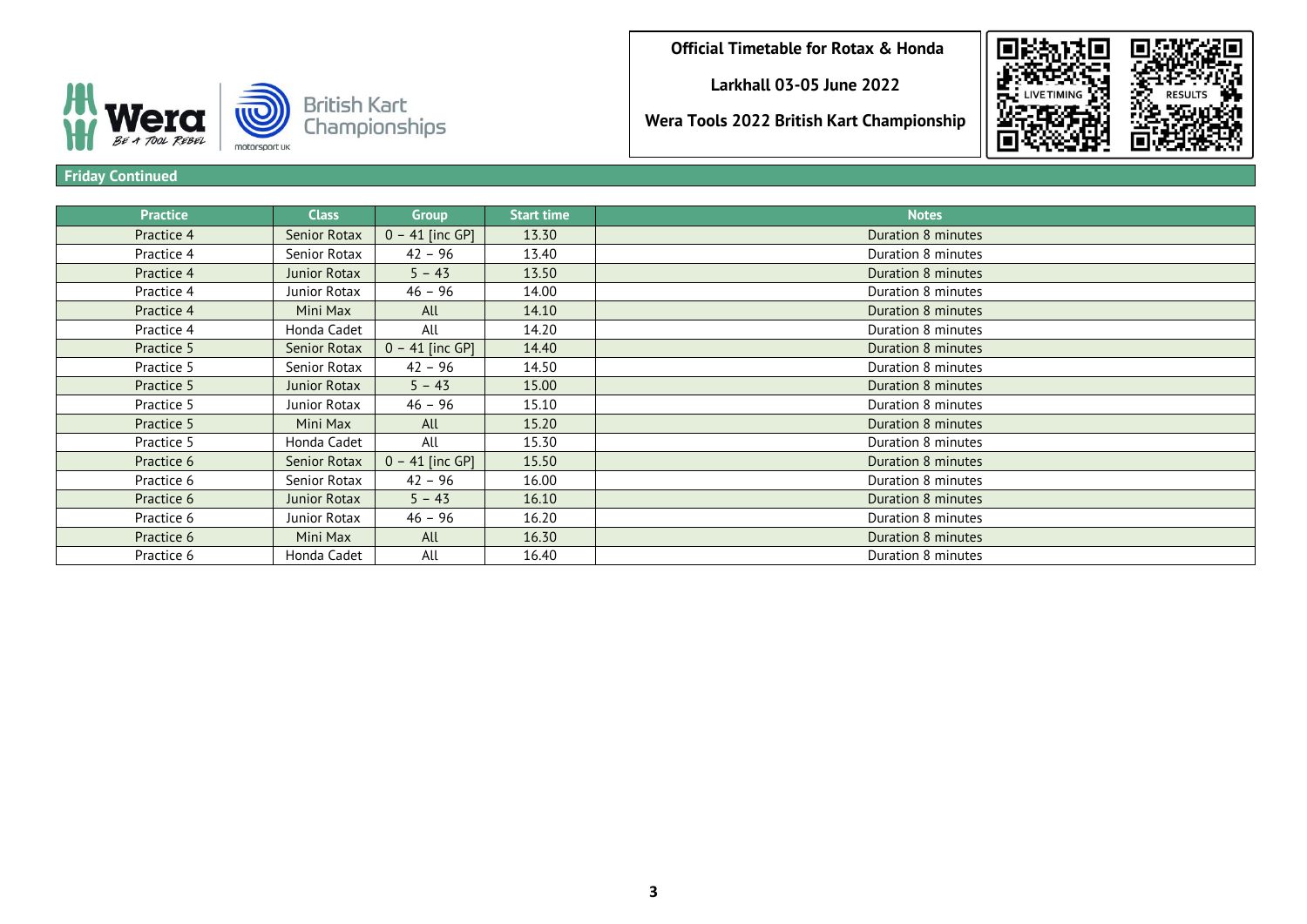**Official Timetable for Rotax & Honda**

**Larkhall 03-05 June 2022**

**Wera Tools 2022 British Kart Championship**

LIVE TIMING

RESULTS

## Friday Continued

| Practice | Class | Group | Start time | Notes |
|---|---|---|---|---|
| Practice 4 | Senior Rotax | 0 – 41 [inc GP] | 13.30 | Duration 8 minutes |
| Practice 4 | Senior Rotax | 42 – 96 | 13.40 | Duration 8 minutes |
| Practice 4 | Junior Rotax | 5 – 43 | 13.50 | Duration 8 minutes |
| Practice 4 | Junior Rotax | 46 – 96 | 14.00 | Duration 8 minutes |
| Practice 4 | Mini Max | All | 14.10 | Duration 8 minutes |
| Practice 4 | Honda Cadet | All | 14.20 | Duration 8 minutes |
| Practice 5 | Senior Rotax | 0 – 41 [inc GP] | 14.40 | Duration 8 minutes |
| Practice 5 | Senior Rotax | 42 – 96 | 14.50 | Duration 8 minutes |
| Practice 5 | Junior Rotax | 5 – 43 | 15.00 | Duration 8 minutes |
| Practice 5 | Junior Rotax | 46 – 96 | 15.10 | Duration 8 minutes |
| Practice 5 | Mini Max | All | 15.20 | Duration 8 minutes |
| Practice 5 | Honda Cadet | All | 15.30 | Duration 8 minutes |
| Practice 6 | Senior Rotax | 0 – 41 [inc GP] | 15.50 | Duration 8 minutes |
| Practice 6 | Senior Rotax | 42 – 96 | 16.00 | Duration 8 minutes |
| Practice 6 | Junior Rotax | 5 – 43 | 16.10 | Duration 8 minutes |
| Practice 6 | Junior Rotax | 46 – 96 | 16.20 | Duration 8 minutes |
| Practice 6 | Mini Max | All | 16.30 | Duration 8 minutes |
| Practice 6 | Honda Cadet | All | 16.40 | Duration 8 minutes |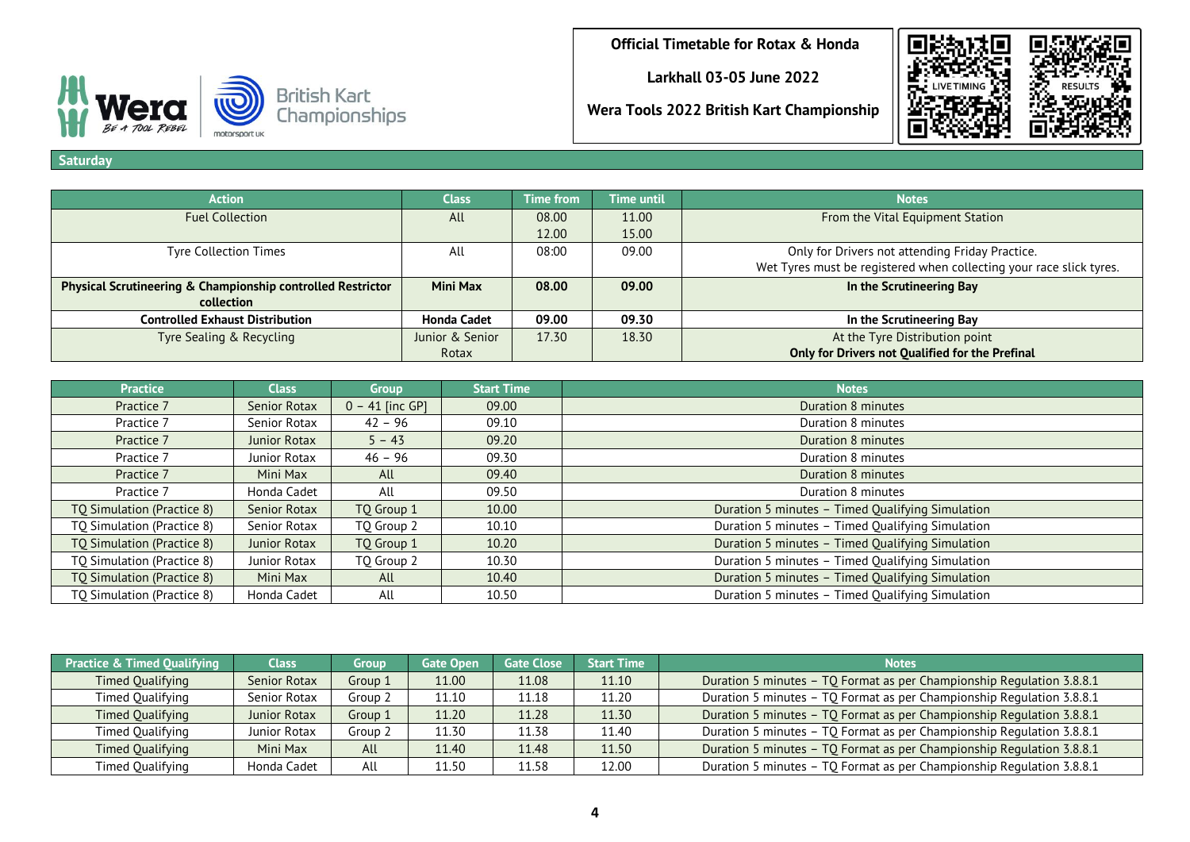**Official Timetable for Rotax & Honda**

**Larkhall 03-05 June 2022**

**Wera Tools 2022 British Kart Championship**

## Saturday

| Action | Class | Time from | Time until | Notes |
|---|---|---|---|---|
| Fuel Collection | All | 08.00<br>12.00 | 11.00<br>15.00 | From the Vital Equipment Station |
| Tyre Collection Times | All | 08:00 | 09.00 | Only for Drivers not attending Friday Practice.<br>Wet Tyres must be registered when collecting your race slick tyres. |
| **Physical Scrutineering & Championship controlled Restrictor collection** | **Mini Max** | **08.00** | **09.00** | **In the Scrutineering Bay** |
| **Controlled Exhaust Distribution** | **Honda Cadet** | **09.00** | **09.30** | **In the Scrutineering Bay** |
| Tyre Sealing & Recycling | Junior & Senior Rotax | 17.30 | 18.30 | At the Tyre Distribution point<br>**Only for Drivers not Qualified for the Prefinal** |

| Practice | Class | Group | Start Time | Notes |
|---|---|---|---|---|
| Practice 7 | Senior Rotax | 0 – 41 [inc GP] | 09.00 | Duration 8 minutes |
| Practice 7 | Senior Rotax | 42 – 96 | 09.10 | Duration 8 minutes |
| Practice 7 | Junior Rotax | 5 – 43 | 09.20 | Duration 8 minutes |
| Practice 7 | Junior Rotax | 46 – 96 | 09.30 | Duration 8 minutes |
| Practice 7 | Mini Max | All | 09.40 | Duration 8 minutes |
| Practice 7 | Honda Cadet | All | 09.50 | Duration 8 minutes |
| TQ Simulation (Practice 8) | Senior Rotax | TQ Group 1 | 10.00 | Duration 5 minutes – Timed Qualifying Simulation |
| TQ Simulation (Practice 8) | Senior Rotax | TQ Group 2 | 10.10 | Duration 5 minutes – Timed Qualifying Simulation |
| TQ Simulation (Practice 8) | Junior Rotax | TQ Group 1 | 10.20 | Duration 5 minutes – Timed Qualifying Simulation |
| TQ Simulation (Practice 8) | Junior Rotax | TQ Group 2 | 10.30 | Duration 5 minutes – Timed Qualifying Simulation |
| TQ Simulation (Practice 8) | Mini Max | All | 10.40 | Duration 5 minutes – Timed Qualifying Simulation |
| TQ Simulation (Practice 8) | Honda Cadet | All | 10.50 | Duration 5 minutes – Timed Qualifying Simulation |

| Practice & Timed Qualifying | Class | Group | Gate Open | Gate Close | Start Time | Notes |
|---|---|---|---|---|---|---|
| Timed Qualifying | Senior Rotax | Group 1 | 11.00 | 11.08 | 11.10 | Duration 5 minutes – TQ Format as per Championship Regulation 3.8.8.1 |
| Timed Qualifying | Senior Rotax | Group 2 | 11.10 | 11.18 | 11.20 | Duration 5 minutes – TQ Format as per Championship Regulation 3.8.8.1 |
| Timed Qualifying | Junior Rotax | Group 1 | 11.20 | 11.28 | 11.30 | Duration 5 minutes – TQ Format as per Championship Regulation 3.8.8.1 |
| Timed Qualifying | Junior Rotax | Group 2 | 11.30 | 11.38 | 11.40 | Duration 5 minutes – TQ Format as per Championship Regulation 3.8.8.1 |
| Timed Qualifying | Mini Max | All | 11.40 | 11.48 | 11.50 | Duration 5 minutes – TQ Format as per Championship Regulation 3.8.8.1 |
| Timed Qualifying | Honda Cadet | All | 11.50 | 11.58 | 12.00 | Duration 5 minutes – TQ Format as per Championship Regulation 3.8.8.1 |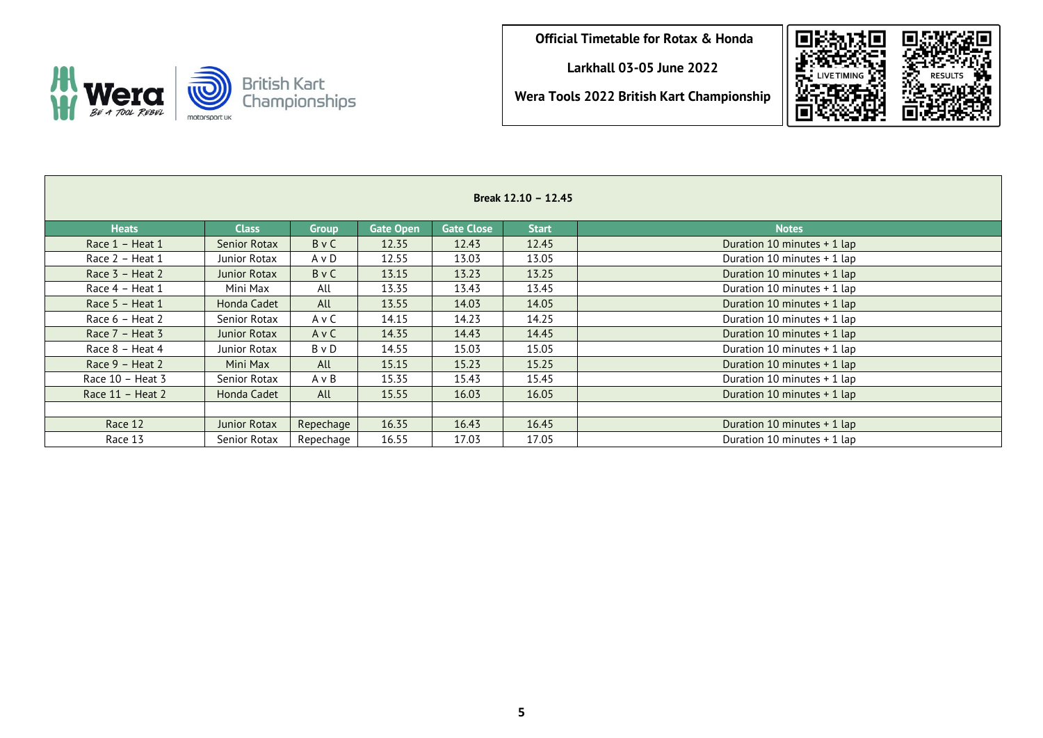**Official Timetable for Rotax & Honda**

**Larkhall 03-05 June 2022**

**Wera Tools 2022 British Kart Championship**

LIVE TIMING | RESULTS

| **Break 12.10 – 12.45** | | | | | | |
|---|---|---|---|---|---|---|
| **Heats** | **Class** | **Group** | **Gate Open** | **Gate Close** | **Start** | **Notes** |
| Race 1 – Heat 1 | Senior Rotax | B v C | 12.35 | 12.43 | 12.45 | Duration 10 minutes + 1 lap |
| Race 2 – Heat 1 | Junior Rotax | A v D | 12.55 | 13.03 | 13.05 | Duration 10 minutes + 1 lap |
| Race 3 – Heat 2 | Junior Rotax | B v C | 13.15 | 13.23 | 13.25 | Duration 10 minutes + 1 lap |
| Race 4 – Heat 1 | Mini Max | All | 13.35 | 13.43 | 13.45 | Duration 10 minutes + 1 lap |
| Race 5 – Heat 1 | Honda Cadet | All | 13.55 | 14.03 | 14.05 | Duration 10 minutes + 1 lap |
| Race 6 – Heat 2 | Senior Rotax | A v C | 14.15 | 14.23 | 14.25 | Duration 10 minutes + 1 lap |
| Race 7 – Heat 3 | Junior Rotax | A v C | 14.35 | 14.43 | 14.45 | Duration 10 minutes + 1 lap |
| Race 8 – Heat 4 | Junior Rotax | B v D | 14.55 | 15.03 | 15.05 | Duration 10 minutes + 1 lap |
| Race 9 – Heat 2 | Mini Max | All | 15.15 | 15.23 | 15.25 | Duration 10 minutes + 1 lap |
| Race 10 – Heat 3 | Senior Rotax | A v B | 15.35 | 15.43 | 15.45 | Duration 10 minutes + 1 lap |
| Race 11 – Heat 2 | Honda Cadet | All | 15.55 | 16.03 | 16.05 | Duration 10 minutes + 1 lap |
| | | | | | | |
| Race 12 | Junior Rotax | Repechage | 16.35 | 16.43 | 16.45 | Duration 10 minutes + 1 lap |
| Race 13 | Senior Rotax | Repechage | 16.55 | 17.03 | 17.05 | Duration 10 minutes + 1 lap |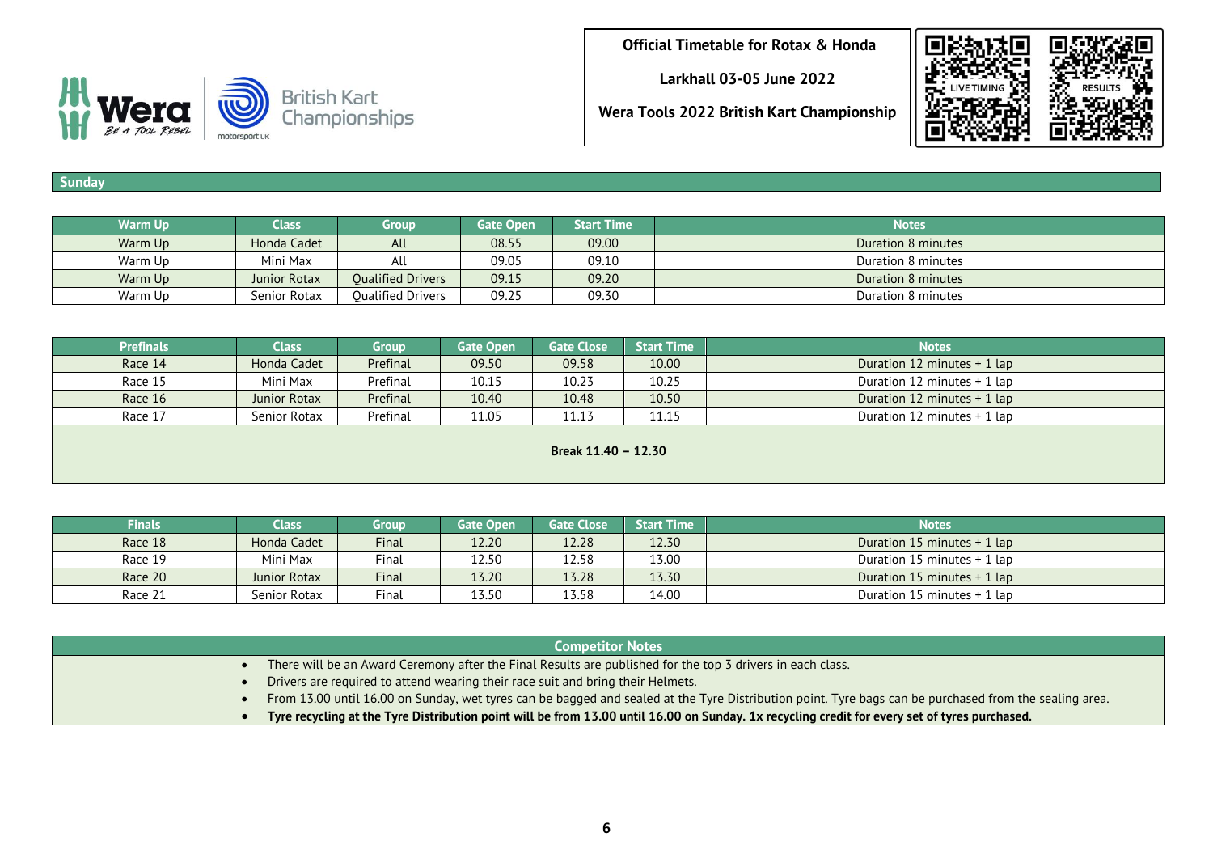**Official Timetable for Rotax & Honda**

**Larkhall 03-05 June 2022**

**Wera Tools 2022 British Kart Championship**

LIVE TIMING

RESULTS

## Sunday

| Warm Up | Class | Group | Gate Open | Start Time | Notes |
|---|---|---|---|---|---|
| Warm Up | Honda Cadet | All | 08.55 | 09.00 | Duration 8 minutes |
| Warm Up | Mini Max | All | 09.05 | 09.10 | Duration 8 minutes |
| Warm Up | Junior Rotax | Qualified Drivers | 09.15 | 09.20 | Duration 8 minutes |
| Warm Up | Senior Rotax | Qualified Drivers | 09.25 | 09.30 | Duration 8 minutes |

| Prefinals | Class | Group | Gate Open | Gate Close | Start Time | Notes |
|---|---|---|---|---|---|---|
| Race 14 | Honda Cadet | Prefinal | 09.50 | 09.58 | 10.00 | Duration 12 minutes + 1 lap |
| Race 15 | Mini Max | Prefinal | 10.15 | 10.23 | 10.25 | Duration 12 minutes + 1 lap |
| Race 16 | Junior Rotax | Prefinal | 10.40 | 10.48 | 10.50 | Duration 12 minutes + 1 lap |
| Race 17 | Senior Rotax | Prefinal | 11.05 | 11.13 | 11.15 | Duration 12 minutes + 1 lap |
| **Break 11.40 – 12.30** | | | | | | |

| Finals | Class | Group | Gate Open | Gate Close | Start Time | Notes |
|---|---|---|---|---|---|---|
| Race 18 | Honda Cadet | Final | 12.20 | 12.28 | 12.30 | Duration 15 minutes + 1 lap |
| Race 19 | Mini Max | Final | 12.50 | 12.58 | 13.00 | Duration 15 minutes + 1 lap |
| Race 20 | Junior Rotax | Final | 13.20 | 13.28 | 13.30 | Duration 15 minutes + 1 lap |
| Race 21 | Senior Rotax | Final | 13.50 | 13.58 | 14.00 | Duration 15 minutes + 1 lap |

### Competitor Notes

- There will be an Award Ceremony after the Final Results are published for the top 3 drivers in each class.
- Drivers are required to attend wearing their race suit and bring their Helmets.
- From 13.00 until 16.00 on Sunday, wet tyres can be bagged and sealed at the Tyre Distribution point. Tyre bags can be purchased from the sealing area.
- **Tyre recycling at the Tyre Distribution point will be from 13.00 until 16.00 on Sunday. 1x recycling credit for every set of tyres purchased.**